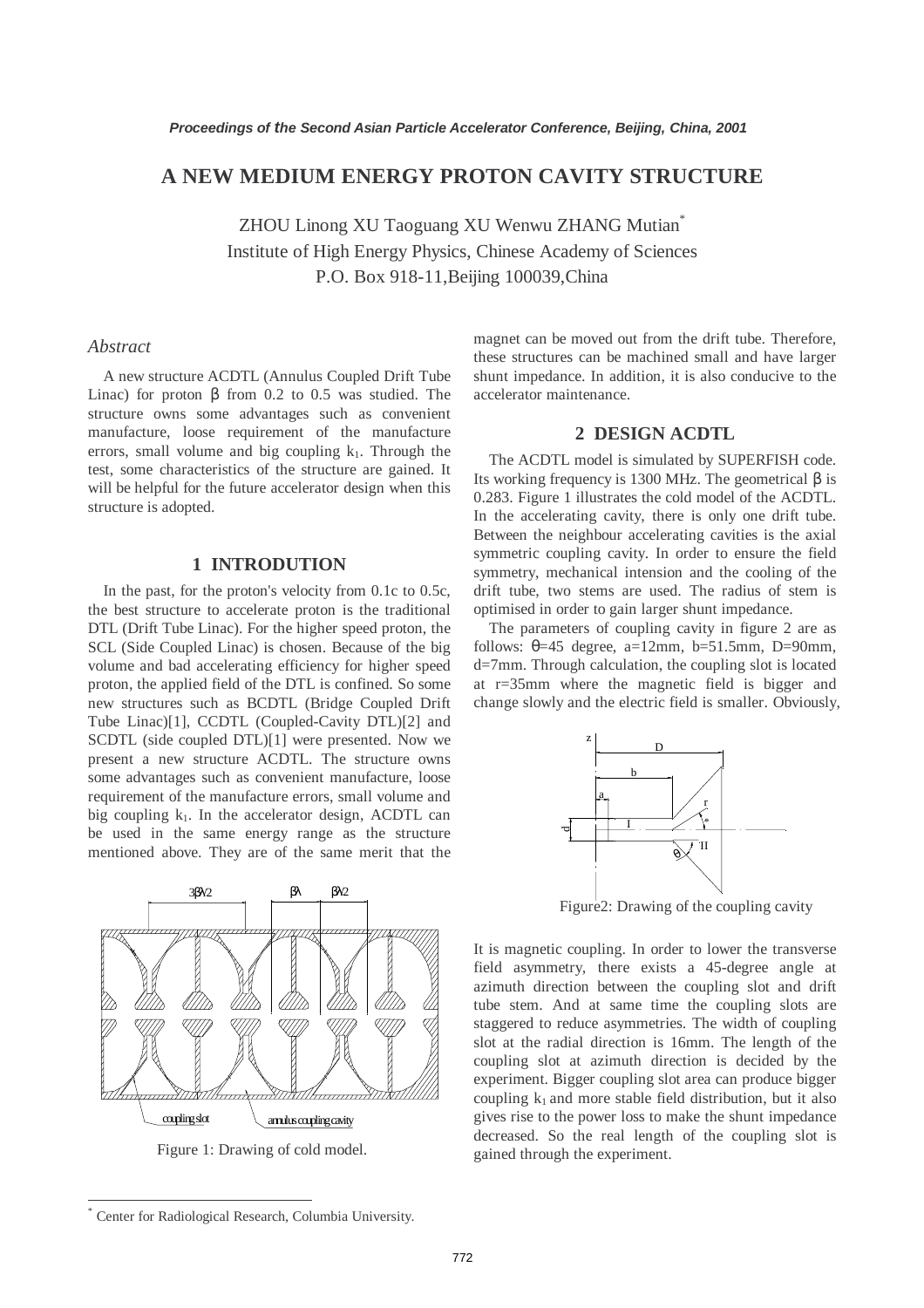# A NEW MEDIUM ENERGY PROTON CAVITY STRUCTURE

ZHOU Linong XU Taoguang XU Wenwu ZHANG Mutian*
Institute of High Energy Physics, Chinese Academy of Sciences
P.O. Box 918-11,Beijing 100039,China

## *Abstract*

A new structure ACDTL (Annulus Coupled Drift Tube Linac) for proton β from 0.2 to 0.5 was studied. The structure owns some advantages such as convenient manufacture, loose requirement of the manufacture errors, small volume and big coupling $k_1$. Through the test, some characteristics of the structure are gained. It will be helpful for the future accelerator design when this structure is adopted.

## 1 INTRODUTION

In the past, for the proton's velocity from 0.1c to 0.5c, the best structure to accelerate proton is the traditional DTL (Drift Tube Linac). For the higher speed proton, the SCL (Side Coupled Linac) is chosen. Because of the big volume and bad accelerating efficiency for higher speed proton, the applied field of the DTL is confined. So some new structures such as BCDTL (Bridge Coupled Drift Tube Linac)[1], CCDTL (Coupled-Cavity DTL)[2] and SCDTL (side coupled DTL)[1] were presented. Now we present a new structure ACDTL. The structure owns some advantages such as convenient manufacture, loose requirement of the manufacture errors, small volume and big coupling $k_1$. In the accelerator design, ACDTL can be used in the same energy range as the structure mentioned above. They are of the same merit that the magnet can be moved out from the drift tube. Therefore, these structures can be machined small and have larger shunt impedance. In addition, it is also conducive to the accelerator maintenance.

Figure 1: Drawing of cold model.

## 2 DESIGN ACDTL

The ACDTL model is simulated by SUPERFISH code. Its working frequency is 1300 MHz. The geometrical β is 0.283. Figure 1 illustrates the cold model of the ACDTL. In the accelerating cavity, there is only one drift tube. Between the neighbour accelerating cavities is the axial symmetric coupling cavity. In order to ensure the field symmetry, mechanical intension and the cooling of the drift tube, two stems are used. The radius of stem is optimised in order to gain larger shunt impedance.

The parameters of coupling cavity in figure 2 are as follows: θ=45 degree, a=12mm, b=51.5mm, D=90mm, d=7mm. Through calculation, the coupling slot is located at r=35mm where the magnetic field is bigger and change slowly and the electric field is smaller. Obviously, it is magnetic coupling. In order to lower the transverse field asymmetry, there exists a 45-degree angle at azimuth direction between the coupling slot and drift tube stem. And at same time the coupling slots are staggered to reduce asymmetries. The width of coupling slot at the radial direction is 16mm. The length of the coupling slot at azimuth direction is decided by the experiment. Bigger coupling slot area can produce bigger coupling $k_1$ and more stable field distribution, but it also gives rise to the power loss to make the shunt impedance decreased. So the real length of the coupling slot is gained through the experiment.

Figure2: Drawing of the coupling cavity

* Center for Radiological Research, Columbia University.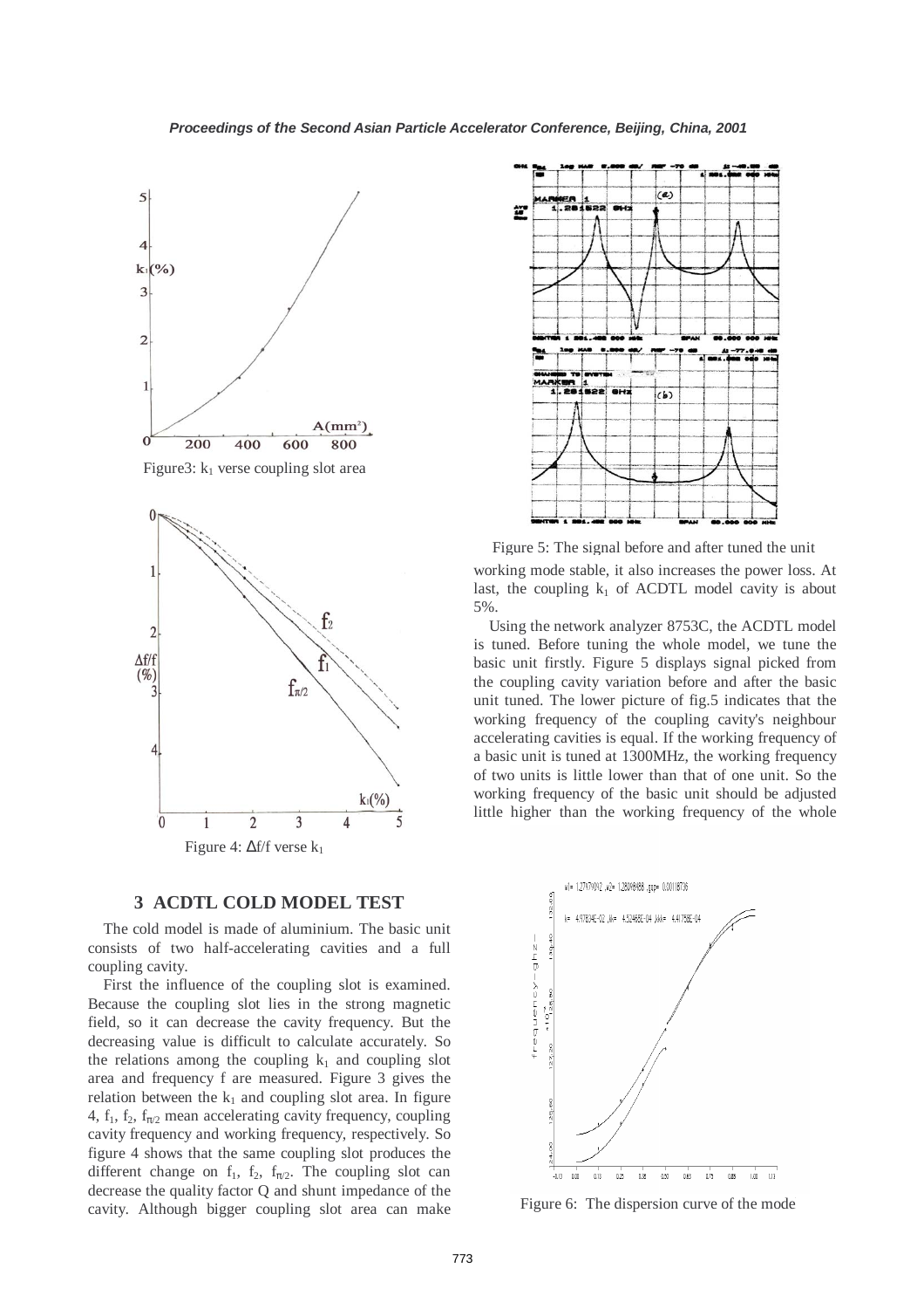Figure3: $k_1$ verse coupling slot area

Figure 4: $\Delta f/f$ verse $k_1$

## 3 ACDTL COLD MODEL TEST

The cold model is made of aluminium. The basic unit consists of two half-accelerating cavities and a full coupling cavity.

First the influence of the coupling slot is examined. Because the coupling slot lies in the strong magnetic field, so it can decrease the cavity frequency. But the decreasing value is difficult to calculate accurately. So the relations among the coupling $k_1$ and coupling slot area and frequency f are measured. Figure 3 gives the relation between the $k_1$ and coupling slot area. In figure 4, $f_1$, $f_2$, $f_{\pi/2}$ mean accelerating cavity frequency, coupling cavity frequency and working frequency, respectively. So figure 4 shows that the same coupling slot produces the different change on $f_1$, $f_2$, $f_{\pi/2}$. The coupling slot can decrease the quality factor Q and shunt impedance of the cavity. Although bigger coupling slot area can make working mode stable, it also increases the power loss. At last, the coupling $k_1$ of ACDTL model cavity is about 5%.

Figure 5: The signal before and after tuned the unit

Using the network analyzer 8753C, the ACDTL model is tuned. Before tuning the whole model, we tune the basic unit firstly. Figure 5 displays signal picked from the coupling cavity variation before and after the basic unit tuned. The lower picture of fig.5 indicates that the working frequency of the coupling cavity's neighbour accelerating cavities is equal. If the working frequency of a basic unit is tuned at 1300MHz, the working frequency of two units is little lower than that of one unit. So the working frequency of the basic unit should be adjusted little higher than the working frequency of the whole

Figure 6: The dispersion curve of the mode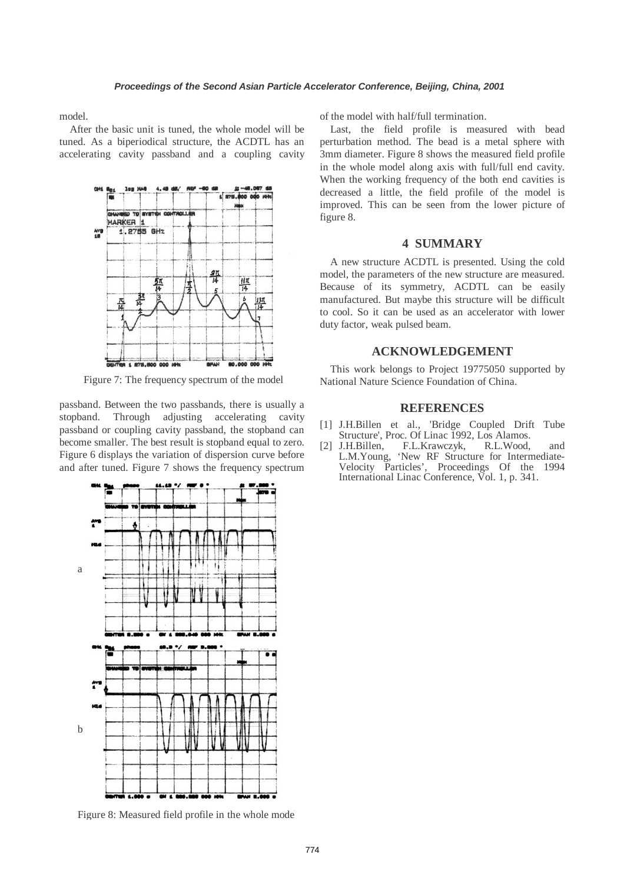model.

After the basic unit is tuned, the whole model will be tuned. As a biperiodical structure, the ACDTL has an accelerating cavity passband and a coupling cavity passband. Between the two passbands, there is usually a stopband. Through adjusting accelerating cavity passband or coupling cavity passband, the stopband can become smaller. The best result is stopband equal to zero. Figure 6 displays the variation of dispersion curve before and after tuned. Figure 7 shows the frequency spectrum of the model with half/full termination.

Figure 7: The frequency spectrum of the model

a

b

Figure 8: Measured field profile in the whole mode

Last, the field profile is measured with bead perturbation method. The bead is a metal sphere with 3mm diameter. Figure 8 shows the measured field profile in the whole model along axis with full/full end cavity. When the working frequency of the both end cavities is decreased a little, the field profile of the model is improved. This can be seen from the lower picture of figure 8.

## 4 SUMMARY

A new structure ACDTL is presented. Using the cold model, the parameters of the new structure are measured. Because of its symmetry, ACDTL can be easily manufactured. But maybe this structure will be difficult to cool. So it can be used as an accelerator with lower duty factor, weak pulsed beam.

## ACKNOWLEDGEMENT

This work belongs to Project 19775050 supported by National Nature Science Foundation of China.

## REFERENCES

[1] J.H.Billen et al., 'Bridge Coupled Drift Tube Structure', Proc. Of Linac 1992, Los Alamos.

[2] J.H.Billen, F.L.Krawczyk, R.L.Wood, and L.M.Young, 'New RF Structure for Intermediate-Velocity Particles', Proceedings Of the 1994 International Linac Conference, Vol. 1, p. 341.